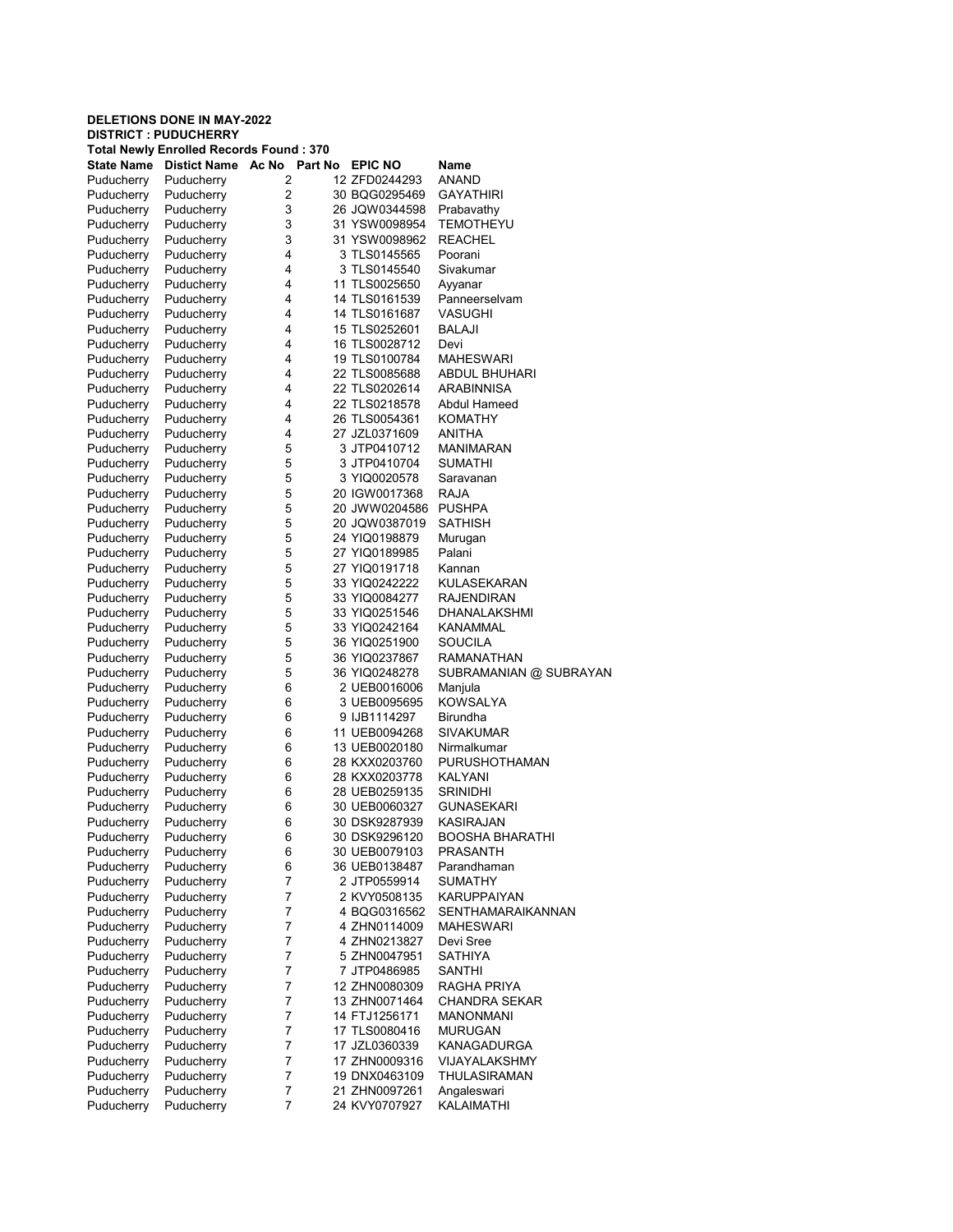**DELETIONS DONE IN MAY-2022**
**DISTRICT : PUDUCHERRY**
**Total Newly Enrolled Records Found : 370**

| State Name | Distict Name | Ac No | Part No | EPIC NO | Name |
|---|---|---|---|---|---|
| Puducherry | Puducherry | 2 | 12 | ZFD0244293 | ANAND |
| Puducherry | Puducherry | 2 | 30 | BQG0295469 | GAYATHIRI |
| Puducherry | Puducherry | 3 | 26 | JQW0344598 | Prabavathy |
| Puducherry | Puducherry | 3 | 31 | YSW0098954 | TEMOTHEYU |
| Puducherry | Puducherry | 3 | 31 | YSW0098962 | REACHEL |
| Puducherry | Puducherry | 4 | 3 | TLS0145565 | Poorani |
| Puducherry | Puducherry | 4 | 3 | TLS0145540 | Sivakumar |
| Puducherry | Puducherry | 4 | 11 | TLS0025650 | Ayyanar |
| Puducherry | Puducherry | 4 | 14 | TLS0161539 | Panneerselvam |
| Puducherry | Puducherry | 4 | 14 | TLS0161687 | VASUGHI |
| Puducherry | Puducherry | 4 | 15 | TLS0252601 | BALAJI |
| Puducherry | Puducherry | 4 | 16 | TLS0028712 | Devi |
| Puducherry | Puducherry | 4 | 19 | TLS0100784 | MAHESWARI |
| Puducherry | Puducherry | 4 | 22 | TLS0085688 | ABDUL BHUHARI |
| Puducherry | Puducherry | 4 | 22 | TLS0202614 | ARABINNISA |
| Puducherry | Puducherry | 4 | 22 | TLS0218578 | Abdul Hameed |
| Puducherry | Puducherry | 4 | 26 | TLS0054361 | KOMATHY |
| Puducherry | Puducherry | 4 | 27 | JZL0371609 | ANITHA |
| Puducherry | Puducherry | 5 | 3 | JTP0410712 | MANIMARAN |
| Puducherry | Puducherry | 5 | 3 | JTP0410704 | SUMATHI |
| Puducherry | Puducherry | 5 | 3 | YIQ0020578 | Saravanan |
| Puducherry | Puducherry | 5 | 20 | IGW0017368 | RAJA |
| Puducherry | Puducherry | 5 | 20 | JWW0204586 | PUSHPA |
| Puducherry | Puducherry | 5 | 20 | JQW0387019 | SATHISH |
| Puducherry | Puducherry | 5 | 24 | YIQ0198879 | Murugan |
| Puducherry | Puducherry | 5 | 27 | YIQ0189985 | Palani |
| Puducherry | Puducherry | 5 | 27 | YIQ0191718 | Kannan |
| Puducherry | Puducherry | 5 | 33 | YIQ0242222 | KULASEKARAN |
| Puducherry | Puducherry | 5 | 33 | YIQ0084277 | RAJENDIRAN |
| Puducherry | Puducherry | 5 | 33 | YIQ0251546 | DHANALAKSHMI |
| Puducherry | Puducherry | 5 | 33 | YIQ0242164 | KANAMMAL |
| Puducherry | Puducherry | 5 | 36 | YIQ0251900 | SOUCILA |
| Puducherry | Puducherry | 5 | 36 | YIQ0237867 | RAMANATHAN |
| Puducherry | Puducherry | 5 | 36 | YIQ0248278 | SUBRAMANIAN @ SUBRAYAN |
| Puducherry | Puducherry | 6 | 2 | UEB0016006 | Manjula |
| Puducherry | Puducherry | 6 | 3 | UEB0095695 | KOWSALYA |
| Puducherry | Puducherry | 6 | 9 | IJB1114297 | Birundha |
| Puducherry | Puducherry | 6 | 11 | UEB0094268 | SIVAKUMAR |
| Puducherry | Puducherry | 6 | 13 | UEB0020180 | Nirmalkumar |
| Puducherry | Puducherry | 6 | 28 | KXX0203760 | PURUSHOTHAMAN |
| Puducherry | Puducherry | 6 | 28 | KXX0203778 | KALYANI |
| Puducherry | Puducherry | 6 | 28 | UEB0259135 | SRINIDHI |
| Puducherry | Puducherry | 6 | 30 | UEB0060327 | GUNASEKARI |
| Puducherry | Puducherry | 6 | 30 | DSK9287939 | KASIRAJAN |
| Puducherry | Puducherry | 6 | 30 | DSK9296120 | BOOSHA BHARATHI |
| Puducherry | Puducherry | 6 | 30 | UEB0079103 | PRASANTH |
| Puducherry | Puducherry | 6 | 36 | UEB0138487 | Parandhaman |
| Puducherry | Puducherry | 7 | 2 | JTP0559914 | SUMATHY |
| Puducherry | Puducherry | 7 | 2 | KVY0508135 | KARUPPAIYAN |
| Puducherry | Puducherry | 7 | 4 | BQG0316562 | SENTHAMARAIKANNAN |
| Puducherry | Puducherry | 7 | 4 | ZHN0114009 | MAHESWARI |
| Puducherry | Puducherry | 7 | 4 | ZHN0213827 | Devi Sree |
| Puducherry | Puducherry | 7 | 5 | ZHN0047951 | SATHIYA |
| Puducherry | Puducherry | 7 | 7 | JTP0486985 | SANTHI |
| Puducherry | Puducherry | 7 | 12 | ZHN0080309 | RAGHA PRIYA |
| Puducherry | Puducherry | 7 | 13 | ZHN0071464 | CHANDRA SEKAR |
| Puducherry | Puducherry | 7 | 14 | FTJ1256171 | MANONMANI |
| Puducherry | Puducherry | 7 | 17 | TLS0080416 | MURUGAN |
| Puducherry | Puducherry | 7 | 17 | JZL0360339 | KANAGADURGA |
| Puducherry | Puducherry | 7 | 17 | ZHN0009316 | VIJAYALAKSHMY |
| Puducherry | Puducherry | 7 | 19 | DNX0463109 | THULASIRAMAN |
| Puducherry | Puducherry | 7 | 21 | ZHN0097261 | Angaleswari |
| Puducherry | Puducherry | 7 | 24 | KVY0707927 | KALAIMATHI |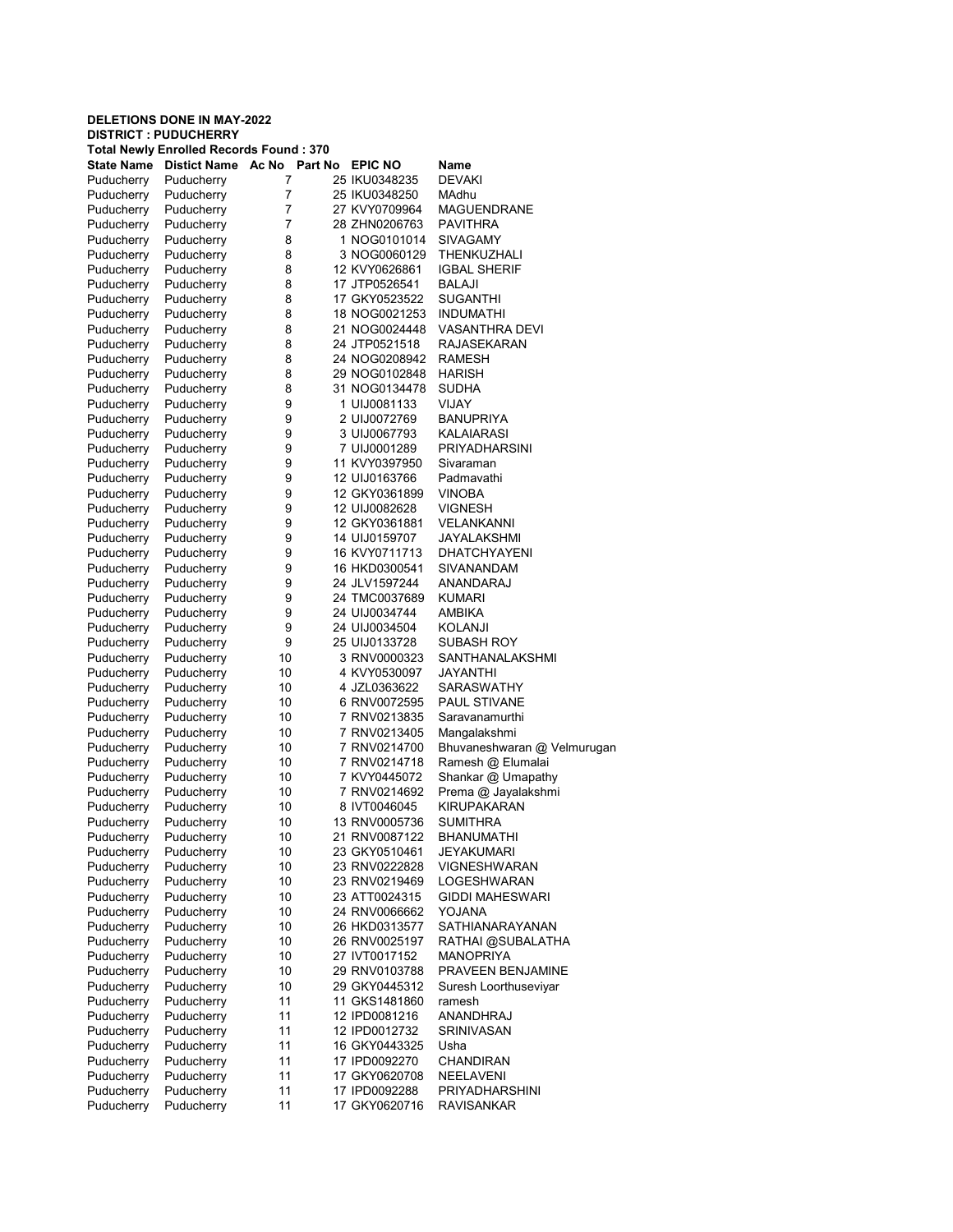**DELETIONS DONE IN MAY-2022**
**DISTRICT : PUDUCHERRY**
**Total Newly Enrolled Records Found : 370**

| State Name | Distict Name | Ac No | Part No | EPIC NO | Name |
|---|---|---|---|---|---|
| Puducherry | Puducherry | 7 | 25 | IKU0348235 | DEVAKI |
| Puducherry | Puducherry | 7 | 25 | IKU0348250 | MAdhu |
| Puducherry | Puducherry | 7 | 27 | KVY0709964 | MAGUENDRANE |
| Puducherry | Puducherry | 7 | 28 | ZHN0206763 | PAVITHRA |
| Puducherry | Puducherry | 8 | 1 | NOG0101014 | SIVAGAMY |
| Puducherry | Puducherry | 8 | 3 | NOG0060129 | THENKUZHALI |
| Puducherry | Puducherry | 8 | 12 | KVY0626861 | IGBAL SHERIF |
| Puducherry | Puducherry | 8 | 17 | JTP0526541 | BALAJI |
| Puducherry | Puducherry | 8 | 17 | GKY0523522 | SUGANTHI |
| Puducherry | Puducherry | 8 | 18 | NOG0021253 | INDUMATHI |
| Puducherry | Puducherry | 8 | 21 | NOG0024448 | VASANTHRA DEVI |
| Puducherry | Puducherry | 8 | 24 | JTP0521518 | RAJASEKARAN |
| Puducherry | Puducherry | 8 | 24 | NOG0208942 | RAMESH |
| Puducherry | Puducherry | 8 | 29 | NOG0102848 | HARISH |
| Puducherry | Puducherry | 8 | 31 | NOG0134478 | SUDHA |
| Puducherry | Puducherry | 9 | 1 | UIJ0081133 | VIJAY |
| Puducherry | Puducherry | 9 | 2 | UIJ0072769 | BANUPRIYA |
| Puducherry | Puducherry | 9 | 3 | UIJ0067793 | KALAIARASI |
| Puducherry | Puducherry | 9 | 7 | UIJ0001289 | PRIYADHARSINI |
| Puducherry | Puducherry | 9 | 11 | KVY0397950 | Sivaraman |
| Puducherry | Puducherry | 9 | 12 | UIJ0163766 | Padmavathi |
| Puducherry | Puducherry | 9 | 12 | GKY0361899 | VINOBA |
| Puducherry | Puducherry | 9 | 12 | UIJ0082628 | VIGNESH |
| Puducherry | Puducherry | 9 | 12 | GKY0361881 | VELANKANNI |
| Puducherry | Puducherry | 9 | 14 | UIJ0159707 | JAYALAKSHMI |
| Puducherry | Puducherry | 9 | 16 | KVY0711713 | DHATCHYAYENI |
| Puducherry | Puducherry | 9 | 16 | HKD0300541 | SIVANANDAM |
| Puducherry | Puducherry | 9 | 24 | JLV1597244 | ANANDARAJ |
| Puducherry | Puducherry | 9 | 24 | TMC0037689 | KUMARI |
| Puducherry | Puducherry | 9 | 24 | UIJ0034744 | AMBIKA |
| Puducherry | Puducherry | 9 | 24 | UIJ0034504 | KOLANJI |
| Puducherry | Puducherry | 9 | 25 | UIJ0133728 | SUBASH ROY |
| Puducherry | Puducherry | 10 | 3 | RNV0000323 | SANTHANALAKSHMI |
| Puducherry | Puducherry | 10 | 4 | KVY0530097 | JAYANTHI |
| Puducherry | Puducherry | 10 | 4 | JZL0363622 | SARASWATHY |
| Puducherry | Puducherry | 10 | 6 | RNV0072595 | PAUL STIVANE |
| Puducherry | Puducherry | 10 | 7 | RNV0213835 | Saravanamurthi |
| Puducherry | Puducherry | 10 | 7 | RNV0213405 | Mangalakshmi |
| Puducherry | Puducherry | 10 | 7 | RNV0214700 | Bhuvaneshwaran @ Velmurugan |
| Puducherry | Puducherry | 10 | 7 | RNV0214718 | Ramesh @ Elumalai |
| Puducherry | Puducherry | 10 | 7 | KVY0445072 | Shankar @ Umapathy |
| Puducherry | Puducherry | 10 | 7 | RNV0214692 | Prema @ Jayalakshmi |
| Puducherry | Puducherry | 10 | 8 | IVT0046045 | KIRUPAKARAN |
| Puducherry | Puducherry | 10 | 13 | RNV0005736 | SUMITHRA |
| Puducherry | Puducherry | 10 | 21 | RNV0087122 | BHANUMATHI |
| Puducherry | Puducherry | 10 | 23 | GKY0510461 | JEYAKUMARI |
| Puducherry | Puducherry | 10 | 23 | RNV0222828 | VIGNESHWARAN |
| Puducherry | Puducherry | 10 | 23 | RNV0219469 | LOGESHWARAN |
| Puducherry | Puducherry | 10 | 23 | ATT0024315 | GIDDI MAHESWARI |
| Puducherry | Puducherry | 10 | 24 | RNV0066662 | YOJANA |
| Puducherry | Puducherry | 10 | 26 | HKD0313577 | SATHIANARAYANAN |
| Puducherry | Puducherry | 10 | 26 | RNV0025197 | RATHAI @SUBALATHA |
| Puducherry | Puducherry | 10 | 27 | IVT0017152 | MANOPRIYA |
| Puducherry | Puducherry | 10 | 29 | RNV0103788 | PRAVEEN BENJAMINE |
| Puducherry | Puducherry | 10 | 29 | GKY0445312 | Suresh Loorthuseviyar |
| Puducherry | Puducherry | 11 | 11 | GKS1481860 | ramesh |
| Puducherry | Puducherry | 11 | 12 | IPD0081216 | ANANDHRAJ |
| Puducherry | Puducherry | 11 | 12 | IPD0012732 | SRINIVASAN |
| Puducherry | Puducherry | 11 | 16 | GKY0443325 | Usha |
| Puducherry | Puducherry | 11 | 17 | IPD0092270 | CHANDIRAN |
| Puducherry | Puducherry | 11 | 17 | GKY0620708 | NEELAVENI |
| Puducherry | Puducherry | 11 | 17 | IPD0092288 | PRIYADHARSHINI |
| Puducherry | Puducherry | 11 | 17 | GKY0620716 | RAVISANKAR |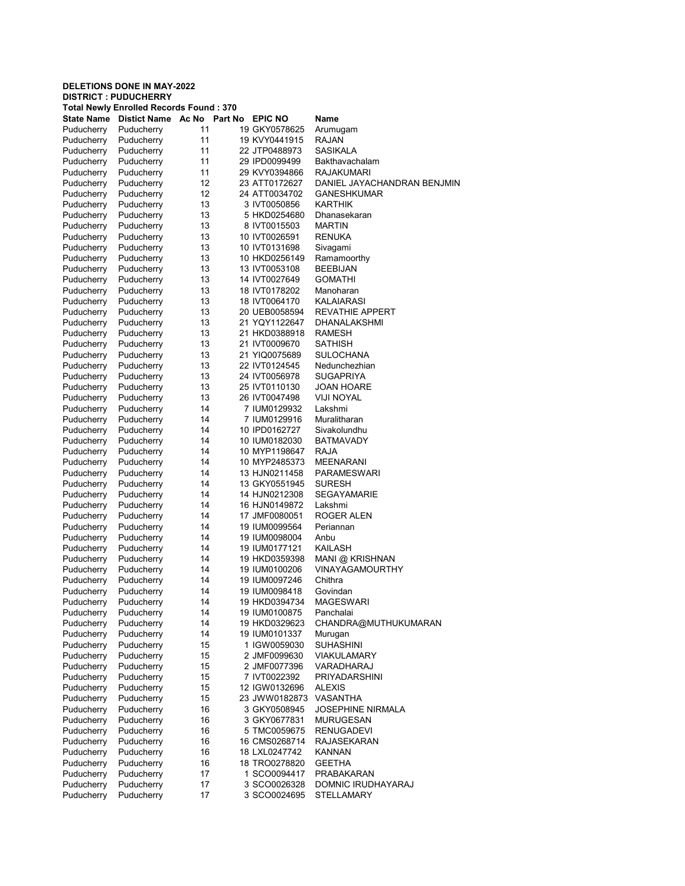**DELETIONS DONE IN MAY-2022**
**DISTRICT : PUDUCHERRY**
**Total Newly Enrolled Records Found : 370**

| State Name | Distict Name | Ac No | Part No | EPIC NO | Name |
|---|---|---|---|---|---|
| Puducherry | Puducherry | 11 | 19 | GKY0578625 | Arumugam |
| Puducherry | Puducherry | 11 | 19 | KVY0441915 | RAJAN |
| Puducherry | Puducherry | 11 | 22 | JTP0488973 | SASIKALA |
| Puducherry | Puducherry | 11 | 29 | IPD0099499 | Bakthavachalam |
| Puducherry | Puducherry | 11 | 29 | KVY0394866 | RAJAKUMARI |
| Puducherry | Puducherry | 12 | 23 | ATT0172627 | DANIEL JAYACHANDRAN BENJMIN |
| Puducherry | Puducherry | 12 | 24 | ATT0034702 | GANESHKUMAR |
| Puducherry | Puducherry | 13 | 3 | IVT0050856 | KARTHIK |
| Puducherry | Puducherry | 13 | 5 | HKD0254680 | Dhanasekaran |
| Puducherry | Puducherry | 13 | 8 | IVT0015503 | MARTIN |
| Puducherry | Puducherry | 13 | 10 | IVT0026591 | RENUKA |
| Puducherry | Puducherry | 13 | 10 | IVT0131698 | Sivagami |
| Puducherry | Puducherry | 13 | 10 | HKD0256149 | Ramamoorthy |
| Puducherry | Puducherry | 13 | 13 | IVT0053108 | BEEBIJAN |
| Puducherry | Puducherry | 13 | 14 | IVT0027649 | GOMATHI |
| Puducherry | Puducherry | 13 | 18 | IVT0178202 | Manoharan |
| Puducherry | Puducherry | 13 | 18 | IVT0064170 | KALAIARASI |
| Puducherry | Puducherry | 13 | 20 | UEB0058594 | REVATHIE APPERT |
| Puducherry | Puducherry | 13 | 21 | YQY1122647 | DHANALAKSHMI |
| Puducherry | Puducherry | 13 | 21 | HKD0388918 | RAMESH |
| Puducherry | Puducherry | 13 | 21 | IVT0009670 | SATHISH |
| Puducherry | Puducherry | 13 | 21 | YIQ0075689 | SULOCHANA |
| Puducherry | Puducherry | 13 | 22 | IVT0124545 | Nedunchezhian |
| Puducherry | Puducherry | 13 | 24 | IVT0056978 | SUGAPRIYA |
| Puducherry | Puducherry | 13 | 25 | IVT0110130 | JOAN HOARE |
| Puducherry | Puducherry | 13 | 26 | IVT0047498 | VIJI NOYAL |
| Puducherry | Puducherry | 14 | 7 | IUM0129932 | Lakshmi |
| Puducherry | Puducherry | 14 | 7 | IUM0129916 | Muralitharan |
| Puducherry | Puducherry | 14 | 10 | IPD0162727 | Sivakolundhu |
| Puducherry | Puducherry | 14 | 10 | IUM0182030 | BATMAVADY |
| Puducherry | Puducherry | 14 | 10 | MYP1198647 | RAJA |
| Puducherry | Puducherry | 14 | 10 | MYP2485373 | MEENARANI |
| Puducherry | Puducherry | 14 | 13 | HJN0211458 | PARAMESWARI |
| Puducherry | Puducherry | 14 | 13 | GKY0551945 | SURESH |
| Puducherry | Puducherry | 14 | 14 | HJN0212308 | SEGAYAMARIE |
| Puducherry | Puducherry | 14 | 16 | HJN0149872 | Lakshmi |
| Puducherry | Puducherry | 14 | 17 | JMF0080051 | ROGER ALEN |
| Puducherry | Puducherry | 14 | 19 | IUM0099564 | Periannan |
| Puducherry | Puducherry | 14 | 19 | IUM0098004 | Anbu |
| Puducherry | Puducherry | 14 | 19 | IUM0177121 | KAILASH |
| Puducherry | Puducherry | 14 | 19 | HKD0359398 | MANI @ KRISHNAN |
| Puducherry | Puducherry | 14 | 19 | IUM0100206 | VINAYAGAMOURTHY |
| Puducherry | Puducherry | 14 | 19 | IUM0097246 | Chithra |
| Puducherry | Puducherry | 14 | 19 | IUM0098418 | Govindan |
| Puducherry | Puducherry | 14 | 19 | HKD0394734 | MAGESWARI |
| Puducherry | Puducherry | 14 | 19 | IUM0100875 | Panchalai |
| Puducherry | Puducherry | 14 | 19 | HKD0329623 | CHANDRA@MUTHUKUMARAN |
| Puducherry | Puducherry | 14 | 19 | IUM0101337 | Murugan |
| Puducherry | Puducherry | 15 | 1 | IGW0059030 | SUHASHINI |
| Puducherry | Puducherry | 15 | 2 | JMF0099630 | VIAKULAMARY |
| Puducherry | Puducherry | 15 | 2 | JMF0077396 | VARADHARAJ |
| Puducherry | Puducherry | 15 | 7 | IVT0022392 | PRIYADARSHINI |
| Puducherry | Puducherry | 15 | 12 | IGW0132696 | ALEXIS |
| Puducherry | Puducherry | 15 | 23 | JWW0182873 | VASANTHA |
| Puducherry | Puducherry | 16 | 3 | GKY0508945 | JOSEPHINE NIRMALA |
| Puducherry | Puducherry | 16 | 3 | GKY0677831 | MURUGESAN |
| Puducherry | Puducherry | 16 | 5 | TMC0059675 | RENUGADEVI |
| Puducherry | Puducherry | 16 | 16 | CMS0268714 | RAJASEKARAN |
| Puducherry | Puducherry | 16 | 18 | LXL0247742 | KANNAN |
| Puducherry | Puducherry | 16 | 18 | TRO0278820 | GEETHA |
| Puducherry | Puducherry | 17 | 1 | SCO0094417 | PRABAKARAN |
| Puducherry | Puducherry | 17 | 3 | SCO0026328 | DOMNIC IRUDHAYARAJ |
| Puducherry | Puducherry | 17 | 3 | SCO0024695 | STELLAMARY |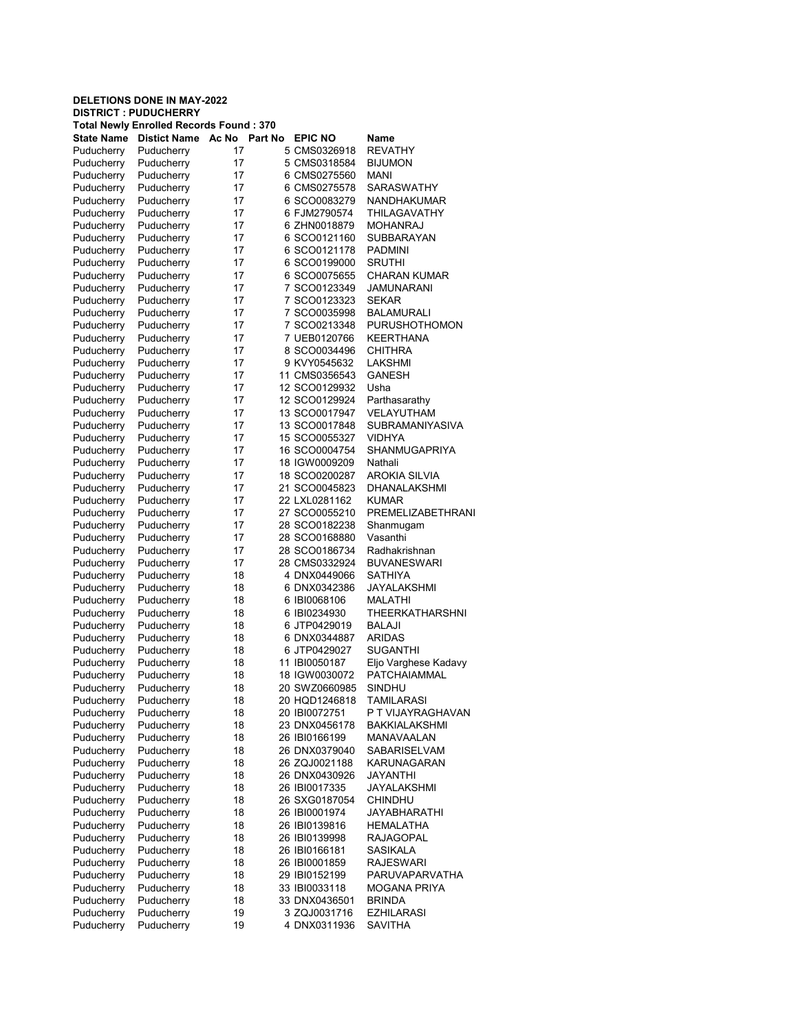**DELETIONS DONE IN MAY-2022**
**DISTRICT : PUDUCHERRY**
**Total Newly Enrolled Records Found : 370**

| State Name | Distict Name | Ac No | Part No | EPIC NO | Name |
|---|---|---|---|---|---|
| Puducherry | Puducherry | 17 | 5 | CMS0326918 | REVATHY |
| Puducherry | Puducherry | 17 | 5 | CMS0318584 | BIJUMON |
| Puducherry | Puducherry | 17 | 6 | CMS0275560 | MANI |
| Puducherry | Puducherry | 17 | 6 | CMS0275578 | SARASWATHY |
| Puducherry | Puducherry | 17 | 6 | SCO0083279 | NANDHAKUMAR |
| Puducherry | Puducherry | 17 | 6 | FJM2790574 | THILAGAVATHY |
| Puducherry | Puducherry | 17 | 6 | ZHN0018879 | MOHANRAJ |
| Puducherry | Puducherry | 17 | 6 | SCO0121160 | SUBBARAYAN |
| Puducherry | Puducherry | 17 | 6 | SCO0121178 | PADMINI |
| Puducherry | Puducherry | 17 | 6 | SCO0199000 | SRUTHI |
| Puducherry | Puducherry | 17 | 6 | SCO0075655 | CHARAN KUMAR |
| Puducherry | Puducherry | 17 | 7 | SCO0123349 | JAMUNARANI |
| Puducherry | Puducherry | 17 | 7 | SCO0123323 | SEKAR |
| Puducherry | Puducherry | 17 | 7 | SCO0035998 | BALAMURALI |
| Puducherry | Puducherry | 17 | 7 | SCO0213348 | PURUSHOTHOMON |
| Puducherry | Puducherry | 17 | 7 | UEB0120766 | KEERTHANA |
| Puducherry | Puducherry | 17 | 8 | SCO0034496 | CHITHRA |
| Puducherry | Puducherry | 17 | 9 | KVY0545632 | LAKSHMI |
| Puducherry | Puducherry | 17 | 11 | CMS0356543 | GANESH |
| Puducherry | Puducherry | 17 | 12 | SCO0129932 | Usha |
| Puducherry | Puducherry | 17 | 12 | SCO0129924 | Parthasarathy |
| Puducherry | Puducherry | 17 | 13 | SCO0017947 | VELAYUTHAM |
| Puducherry | Puducherry | 17 | 13 | SCO0017848 | SUBRAMANIYASIVA |
| Puducherry | Puducherry | 17 | 15 | SCO0055327 | VIDHYA |
| Puducherry | Puducherry | 17 | 16 | SCO0004754 | SHANMUGAPRIYA |
| Puducherry | Puducherry | 17 | 18 | IGW0009209 | Nathali |
| Puducherry | Puducherry | 17 | 18 | SCO0200287 | AROKIA SILVIA |
| Puducherry | Puducherry | 17 | 21 | SCO0045823 | DHANALAKSHMI |
| Puducherry | Puducherry | 17 | 22 | LXL0281162 | KUMAR |
| Puducherry | Puducherry | 17 | 27 | SCO0055210 | PREMELIZABETHRANI |
| Puducherry | Puducherry | 17 | 28 | SCO0182238 | Shanmugam |
| Puducherry | Puducherry | 17 | 28 | SCO0168880 | Vasanthi |
| Puducherry | Puducherry | 17 | 28 | SCO0186734 | Radhakrishnan |
| Puducherry | Puducherry | 17 | 28 | CMS0332924 | BUVANESWARI |
| Puducherry | Puducherry | 18 | 4 | DNX0449066 | SATHIYA |
| Puducherry | Puducherry | 18 | 6 | DNX0342386 | JAYALAKSHMI |
| Puducherry | Puducherry | 18 | 6 | IBI0068106 | MALATHI |
| Puducherry | Puducherry | 18 | 6 | IBI0234930 | THEERKATHARSHNI |
| Puducherry | Puducherry | 18 | 6 | JTP0429019 | BALAJI |
| Puducherry | Puducherry | 18 | 6 | DNX0344887 | ARIDAS |
| Puducherry | Puducherry | 18 | 6 | JTP0429027 | SUGANTHI |
| Puducherry | Puducherry | 18 | 11 | IBI0050187 | Eljo Varghese Kadavy |
| Puducherry | Puducherry | 18 | 18 | IGW0030072 | PATCHAIAMMAL |
| Puducherry | Puducherry | 18 | 20 | SWZ0660985 | SINDHU |
| Puducherry | Puducherry | 18 | 20 | HQD1246818 | TAMILARASI |
| Puducherry | Puducherry | 18 | 20 | IBI0072751 | P T VIJAYRAGHAVAN |
| Puducherry | Puducherry | 18 | 23 | DNX0456178 | BAKKIALAKSHMI |
| Puducherry | Puducherry | 18 | 26 | IBI0166199 | MANAVAALAN |
| Puducherry | Puducherry | 18 | 26 | DNX0379040 | SABARISELVAM |
| Puducherry | Puducherry | 18 | 26 | ZQJ0021188 | KARUNAGARAN |
| Puducherry | Puducherry | 18 | 26 | DNX0430926 | JAYANTHI |
| Puducherry | Puducherry | 18 | 26 | IBI0017335 | JAYALAKSHMI |
| Puducherry | Puducherry | 18 | 26 | SXG0187054 | CHINDHU |
| Puducherry | Puducherry | 18 | 26 | IBI0001974 | JAYABHARATHI |
| Puducherry | Puducherry | 18 | 26 | IBI0139816 | HEMALATHA |
| Puducherry | Puducherry | 18 | 26 | IBI0139998 | RAJAGOPAL |
| Puducherry | Puducherry | 18 | 26 | IBI0166181 | SASIKALA |
| Puducherry | Puducherry | 18 | 26 | IBI0001859 | RAJESWARI |
| Puducherry | Puducherry | 18 | 29 | IBI0152199 | PARUVAPARVATHA |
| Puducherry | Puducherry | 18 | 33 | IBI0033118 | MOGANA PRIYA |
| Puducherry | Puducherry | 18 | 33 | DNX0436501 | BRINDA |
| Puducherry | Puducherry | 19 | 3 | ZQJ0031716 | EZHILARASI |
| Puducherry | Puducherry | 19 | 4 | DNX0311936 | SAVITHA |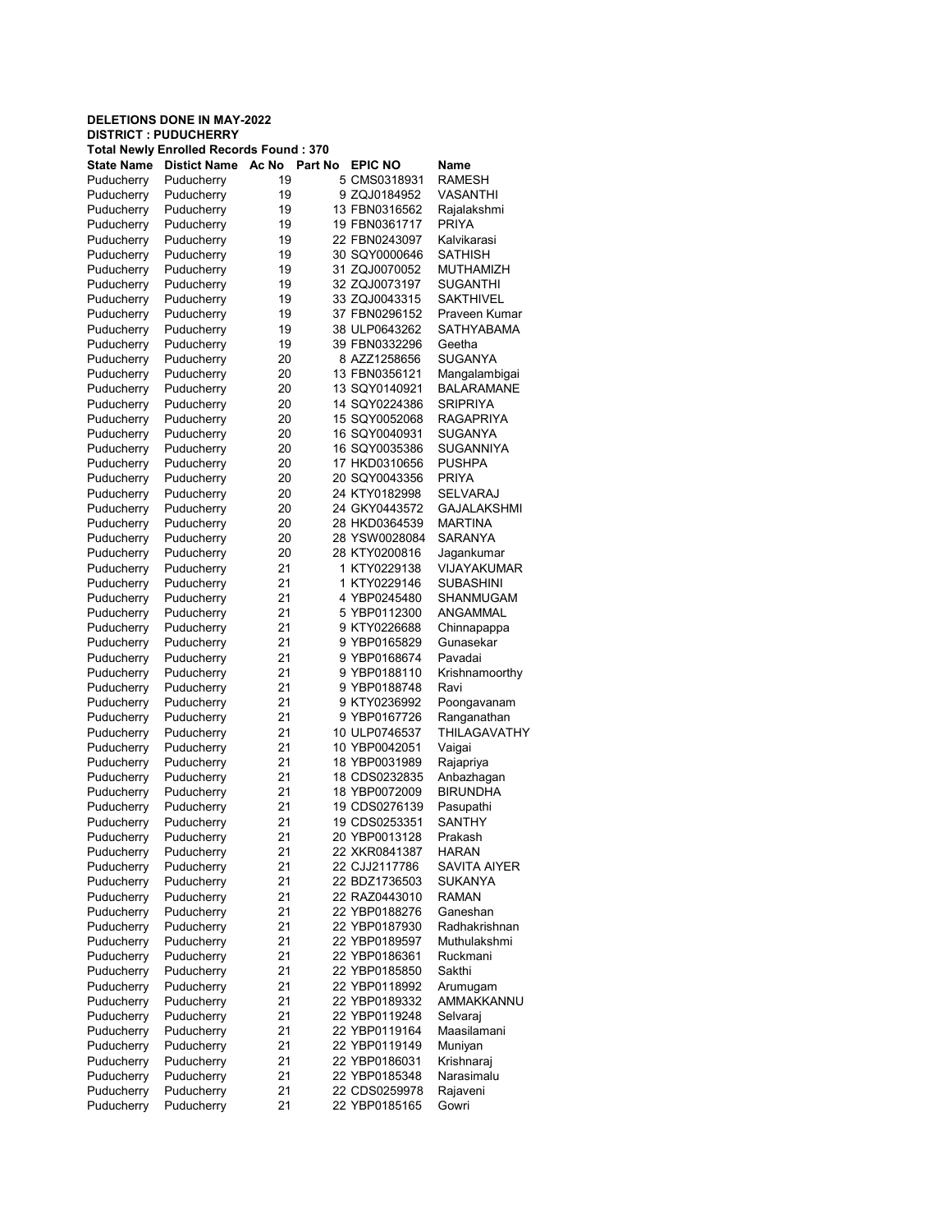**DELETIONS DONE IN MAY-2022**
**DISTRICT : PUDUCHERRY**
**Total Newly Enrolled Records Found : 370**

| State Name | Distict Name | Ac No | Part No | EPIC NO | Name |
|---|---|---|---|---|---|
| Puducherry | Puducherry | 19 | 5 | CMS0318931 | RAMESH |
| Puducherry | Puducherry | 19 | 9 | ZQJ0184952 | VASANTHI |
| Puducherry | Puducherry | 19 | 13 | FBN0316562 | Rajalakshmi |
| Puducherry | Puducherry | 19 | 19 | FBN0361717 | PRIYA |
| Puducherry | Puducherry | 19 | 22 | FBN0243097 | Kalvikarasi |
| Puducherry | Puducherry | 19 | 30 | SQY0000646 | SATHISH |
| Puducherry | Puducherry | 19 | 31 | ZQJ0070052 | MUTHAMIZH |
| Puducherry | Puducherry | 19 | 32 | ZQJ0073197 | SUGANTHI |
| Puducherry | Puducherry | 19 | 33 | ZQJ0043315 | SAKTHIVEL |
| Puducherry | Puducherry | 19 | 37 | FBN0296152 | Praveen Kumar |
| Puducherry | Puducherry | 19 | 38 | ULP0643262 | SATHYABAMA |
| Puducherry | Puducherry | 19 | 39 | FBN0332296 | Geetha |
| Puducherry | Puducherry | 20 | 8 | AZZ1258656 | SUGANYA |
| Puducherry | Puducherry | 20 | 13 | FBN0356121 | Mangalambigai |
| Puducherry | Puducherry | 20 | 13 | SQY0140921 | BALARAMANE |
| Puducherry | Puducherry | 20 | 14 | SQY0224386 | SRIPRIYA |
| Puducherry | Puducherry | 20 | 15 | SQY0052068 | RAGAPRIYA |
| Puducherry | Puducherry | 20 | 16 | SQY0040931 | SUGANYA |
| Puducherry | Puducherry | 20 | 16 | SQY0035386 | SUGANNIYA |
| Puducherry | Puducherry | 20 | 17 | HKD0310656 | PUSHPA |
| Puducherry | Puducherry | 20 | 20 | SQY0043356 | PRIYA |
| Puducherry | Puducherry | 20 | 24 | KTY0182998 | SELVARAJ |
| Puducherry | Puducherry | 20 | 24 | GKY0443572 | GAJALAKSHMI |
| Puducherry | Puducherry | 20 | 28 | HKD0364539 | MARTINA |
| Puducherry | Puducherry | 20 | 28 | YSW0028084 | SARANYA |
| Puducherry | Puducherry | 20 | 28 | KTY0200816 | Jagankumar |
| Puducherry | Puducherry | 21 | 1 | KTY0229138 | VIJAYAKUMAR |
| Puducherry | Puducherry | 21 | 1 | KTY0229146 | SUBASHINI |
| Puducherry | Puducherry | 21 | 4 | YBP0245480 | SHANMUGAM |
| Puducherry | Puducherry | 21 | 5 | YBP0112300 | ANGAMMAL |
| Puducherry | Puducherry | 21 | 9 | KTY0226688 | Chinnapappa |
| Puducherry | Puducherry | 21 | 9 | YBP0165829 | Gunasekar |
| Puducherry | Puducherry | 21 | 9 | YBP0168674 | Pavadai |
| Puducherry | Puducherry | 21 | 9 | YBP0188110 | Krishnamoorthy |
| Puducherry | Puducherry | 21 | 9 | YBP0188748 | Ravi |
| Puducherry | Puducherry | 21 | 9 | KTY0236992 | Poongavanam |
| Puducherry | Puducherry | 21 | 9 | YBP0167726 | Ranganathan |
| Puducherry | Puducherry | 21 | 10 | ULP0746537 | THILAGAVATHY |
| Puducherry | Puducherry | 21 | 10 | YBP0042051 | Vaigai |
| Puducherry | Puducherry | 21 | 18 | YBP0031989 | Rajapriya |
| Puducherry | Puducherry | 21 | 18 | CDS0232835 | Anbazhagan |
| Puducherry | Puducherry | 21 | 18 | YBP0072009 | BIRUNDHA |
| Puducherry | Puducherry | 21 | 19 | CDS0276139 | Pasupathi |
| Puducherry | Puducherry | 21 | 19 | CDS0253351 | SANTHY |
| Puducherry | Puducherry | 21 | 20 | YBP0013128 | Prakash |
| Puducherry | Puducherry | 21 | 22 | XKR0841387 | HARAN |
| Puducherry | Puducherry | 21 | 22 | CJJ2117786 | SAVITA AIYER |
| Puducherry | Puducherry | 21 | 22 | BDZ1736503 | SUKANYA |
| Puducherry | Puducherry | 21 | 22 | RAZ0443010 | RAMAN |
| Puducherry | Puducherry | 21 | 22 | YBP0188276 | Ganeshan |
| Puducherry | Puducherry | 21 | 22 | YBP0187930 | Radhakrishnan |
| Puducherry | Puducherry | 21 | 22 | YBP0189597 | Muthulakshmi |
| Puducherry | Puducherry | 21 | 22 | YBP0186361 | Ruckmani |
| Puducherry | Puducherry | 21 | 22 | YBP0185850 | Sakthi |
| Puducherry | Puducherry | 21 | 22 | YBP0118992 | Arumugam |
| Puducherry | Puducherry | 21 | 22 | YBP0189332 | AMMAKKANNU |
| Puducherry | Puducherry | 21 | 22 | YBP0119248 | Selvaraj |
| Puducherry | Puducherry | 21 | 22 | YBP0119164 | Maasilamani |
| Puducherry | Puducherry | 21 | 22 | YBP0119149 | Muniyan |
| Puducherry | Puducherry | 21 | 22 | YBP0186031 | Krishnaraj |
| Puducherry | Puducherry | 21 | 22 | YBP0185348 | Narasimalu |
| Puducherry | Puducherry | 21 | 22 | CDS0259978 | Rajaveni |
| Puducherry | Puducherry | 21 | 22 | YBP0185165 | Gowri |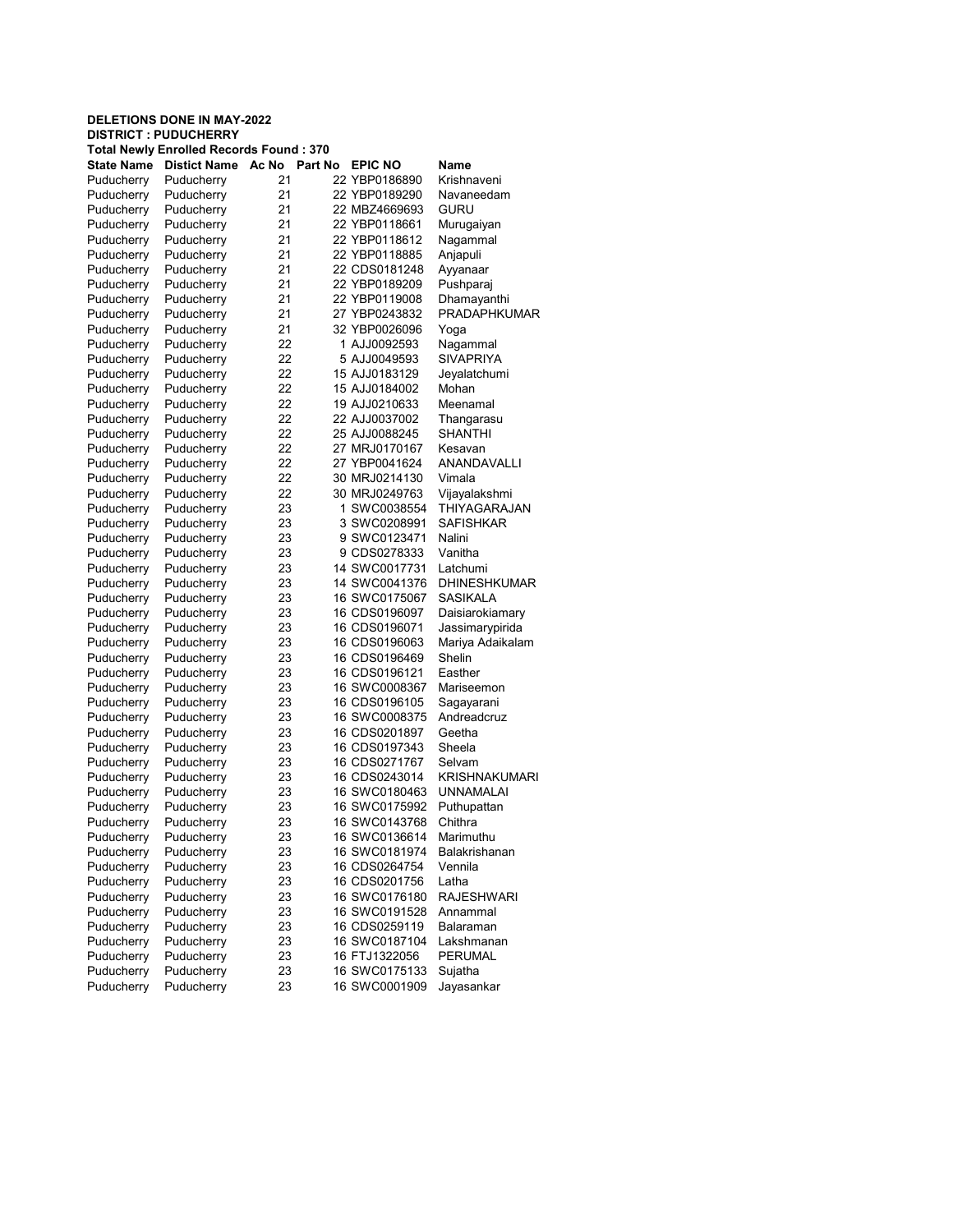**DELETIONS DONE IN MAY-2022**
**DISTRICT : PUDUCHERRY**
**Total Newly Enrolled Records Found : 370**

| State Name | Distict Name | Ac No | Part No | EPIC NO | Name |
|---|---|---|---|---|---|
| Puducherry | Puducherry | 21 | 22 | YBP0186890 | Krishnaveni |
| Puducherry | Puducherry | 21 | 22 | YBP0189290 | Navaneedam |
| Puducherry | Puducherry | 21 | 22 | MBZ4669693 | GURU |
| Puducherry | Puducherry | 21 | 22 | YBP0118661 | Murugaiyan |
| Puducherry | Puducherry | 21 | 22 | YBP0118612 | Nagammal |
| Puducherry | Puducherry | 21 | 22 | YBP0118885 | Anjapuli |
| Puducherry | Puducherry | 21 | 22 | CDS0181248 | Ayyanaar |
| Puducherry | Puducherry | 21 | 22 | YBP0189209 | Pushparaj |
| Puducherry | Puducherry | 21 | 22 | YBP0119008 | Dhamayanthi |
| Puducherry | Puducherry | 21 | 27 | YBP0243832 | PRADAPHKUMAR |
| Puducherry | Puducherry | 21 | 32 | YBP0026096 | Yoga |
| Puducherry | Puducherry | 22 | 1 | AJJ0092593 | Nagammal |
| Puducherry | Puducherry | 22 | 5 | AJJ0049593 | SIVAPRIYA |
| Puducherry | Puducherry | 22 | 15 | AJJ0183129 | Jeyalatchumi |
| Puducherry | Puducherry | 22 | 15 | AJJ0184002 | Mohan |
| Puducherry | Puducherry | 22 | 19 | AJJ0210633 | Meenamal |
| Puducherry | Puducherry | 22 | 22 | AJJ0037002 | Thangarasu |
| Puducherry | Puducherry | 22 | 25 | AJJ0088245 | SHANTHI |
| Puducherry | Puducherry | 22 | 27 | MRJ0170167 | Kesavan |
| Puducherry | Puducherry | 22 | 27 | YBP0041624 | ANANDAVALLI |
| Puducherry | Puducherry | 22 | 30 | MRJ0214130 | Vimala |
| Puducherry | Puducherry | 22 | 30 | MRJ0249763 | Vijayalakshmi |
| Puducherry | Puducherry | 23 | 1 | SWC0038554 | THIYAGARAJAN |
| Puducherry | Puducherry | 23 | 3 | SWC0208991 | SAFISHKAR |
| Puducherry | Puducherry | 23 | 9 | SWC0123471 | Nalini |
| Puducherry | Puducherry | 23 | 9 | CDS0278333 | Vanitha |
| Puducherry | Puducherry | 23 | 14 | SWC0017731 | Latchumi |
| Puducherry | Puducherry | 23 | 14 | SWC0041376 | DHINESHKUMAR |
| Puducherry | Puducherry | 23 | 16 | SWC0175067 | SASIKALA |
| Puducherry | Puducherry | 23 | 16 | CDS0196097 | Daisiarokiamary |
| Puducherry | Puducherry | 23 | 16 | CDS0196071 | Jassimarypirida |
| Puducherry | Puducherry | 23 | 16 | CDS0196063 | Mariya Adaikalam |
| Puducherry | Puducherry | 23 | 16 | CDS0196469 | Shelin |
| Puducherry | Puducherry | 23 | 16 | CDS0196121 | Easther |
| Puducherry | Puducherry | 23 | 16 | SWC0008367 | Mariseemon |
| Puducherry | Puducherry | 23 | 16 | CDS0196105 | Sagayarani |
| Puducherry | Puducherry | 23 | 16 | SWC0008375 | Andreadcruz |
| Puducherry | Puducherry | 23 | 16 | CDS0201897 | Geetha |
| Puducherry | Puducherry | 23 | 16 | CDS0197343 | Sheela |
| Puducherry | Puducherry | 23 | 16 | CDS0271767 | Selvam |
| Puducherry | Puducherry | 23 | 16 | CDS0243014 | KRISHNAKUMARI |
| Puducherry | Puducherry | 23 | 16 | SWC0180463 | UNNAMALAI |
| Puducherry | Puducherry | 23 | 16 | SWC0175992 | Puthupattan |
| Puducherry | Puducherry | 23 | 16 | SWC0143768 | Chithra |
| Puducherry | Puducherry | 23 | 16 | SWC0136614 | Marimuthu |
| Puducherry | Puducherry | 23 | 16 | SWC0181974 | Balakrishanan |
| Puducherry | Puducherry | 23 | 16 | CDS0264754 | Vennila |
| Puducherry | Puducherry | 23 | 16 | CDS0201756 | Latha |
| Puducherry | Puducherry | 23 | 16 | SWC0176180 | RAJESHWARI |
| Puducherry | Puducherry | 23 | 16 | SWC0191528 | Annammal |
| Puducherry | Puducherry | 23 | 16 | CDS0259119 | Balaraman |
| Puducherry | Puducherry | 23 | 16 | SWC0187104 | Lakshmanan |
| Puducherry | Puducherry | 23 | 16 | FTJ1322056 | PERUMAL |
| Puducherry | Puducherry | 23 | 16 | SWC0175133 | Sujatha |
| Puducherry | Puducherry | 23 | 16 | SWC0001909 | Jayasankar |